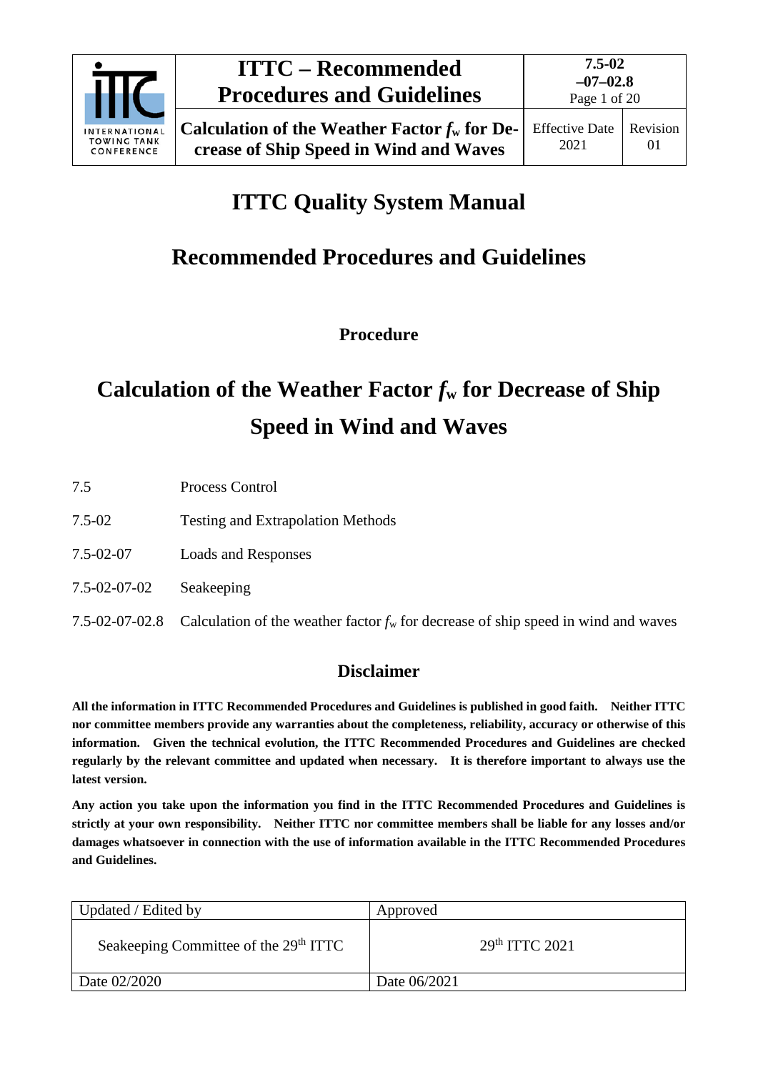# ITTC Quality System Manual

## Recommended Procedures and Guidelines

**Procedure**

# Calculation of the Weather Factor $f_w$ for Decrease of Ship Speed in Wind and Waves

| | |
|---|---|
| 7.5 | Process Control |
| 7.5-02 | Testing and Extrapolation Methods |
| 7.5-02-07 | Loads and Responses |
| 7.5-02-07-02 | Seakeeping |
| 7.5-02-07-02.8 | Calculation of the weather factor $f_w$ for decrease of ship speed in wind and waves |

## Disclaimer

**All the information in ITTC Recommended Procedures and Guidelines is published in good faith. Neither ITTC nor committee members provide any warranties about the completeness, reliability, accuracy or otherwise of this information. Given the technical evolution, the ITTC Recommended Procedures and Guidelines are checked regularly by the relevant committee and updated when necessary. It is therefore important to always use the latest version.**

**Any action you take upon the information you find in the ITTC Recommended Procedures and Guidelines is strictly at your own responsibility. Neither ITTC nor committee members shall be liable for any losses and/or damages whatsoever in connection with the use of information available in the ITTC Recommended Procedures and Guidelines.**

| Updated / Edited by | Approved |
|---|---|
| Seakeeping Committee of the 29th ITTC | 29th ITTC 2021 |
| Date 02/2020 | Date 06/2021 |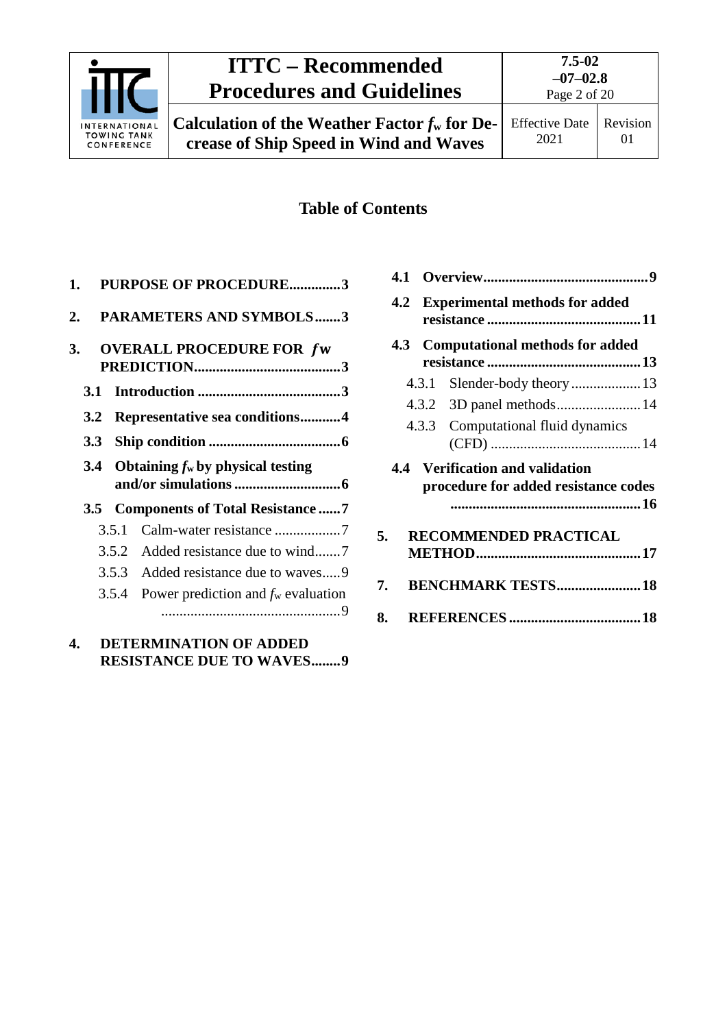## Table of Contents

1. **PURPOSE OF PROCEDURE** .............. 3
2. **PARAMETERS AND SYMBOLS** ....... 3
3. **OVERALL PROCEDURE FOR $f$w PREDICTION** ........................................ 3
   - **3.1 Introduction** ....................................... 3
   - **3.2 Representative sea conditions** ........... 4
   - **3.3 Ship condition** .................................... 6
   - **3.4 Obtaining $f_w$ by physical testing and/or simulations** ............................. 6
   - **3.5 Components of Total Resistance** ...... 7
     - 3.5.1 Calm-water resistance .................. 7
     - 3.5.2 Added resistance due to wind....... 7
     - 3.5.3 Added resistance due to waves..... 9
     - 3.5.4 Power prediction and $f_w$ evaluation ................................................. 9
4. **DETERMINATION OF ADDED RESISTANCE DUE TO WAVES** ........ 9
   - **4.1 Overview** ............................................. 9
   - **4.2 Experimental methods for added resistance** .......................................... 11
   - **4.3 Computational methods for added resistance** .......................................... 13
     - 4.3.1 Slender-body theory ................... 13
     - 4.3.2 3D panel methods ....................... 14
     - 4.3.3 Computational fluid dynamics (CFD) ......................................... 14
   - **4.4 Verification and validation procedure for added resistance codes** .................................................... 16
5. **RECOMMENDED PRACTICAL METHOD** ............................................ 17
7. **BENCHMARK TESTS** ....................... 18
8. **REFERENCES** .................................... 18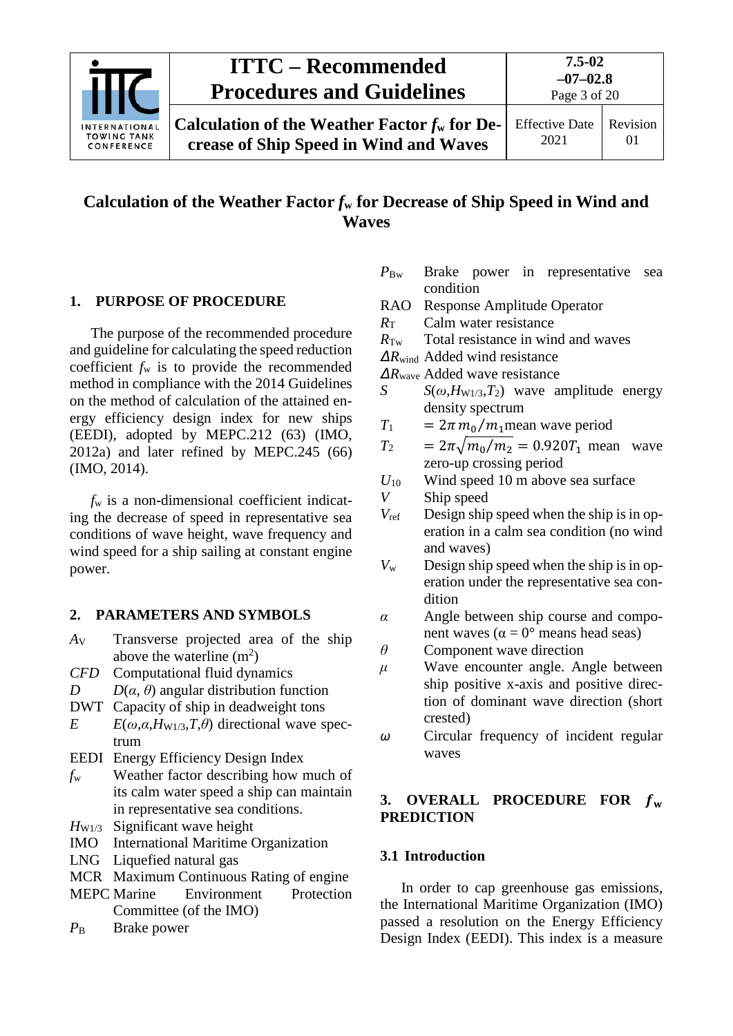# Calculation of the Weather Factor $f_w$ for Decrease of Ship Speed in Wind and Waves

## 1. PURPOSE OF PROCEDURE

The purpose of the recommended procedure and guideline for calculating the speed reduction coefficient $f_w$ is to provide the recommended method in compliance with the 2014 Guidelines on the method of calculation of the attained energy efficiency design index for new ships (EEDI), adopted by MEPC.212 (63) (IMO, 2012a) and later refined by MEPC.245 (66) (IMO, 2014).

$f_w$ is a non-dimensional coefficient indicating the decrease of speed in representative sea conditions of wave height, wave frequency and wind speed for a ship sailing at constant engine power.

## 2. PARAMETERS AND SYMBOLS

- $A_V$ Transverse projected area of the ship above the waterline (m²)
- *CFD* Computational fluid dynamics
- $D$ $D(\alpha, \theta)$ angular distribution function
- DWT Capacity of ship in deadweight tons
- $E$ $E(\omega,\alpha,H_{W1/3},T,\theta)$ directional wave spectrum
- EEDI Energy Efficiency Design Index
- $f_w$ Weather factor describing how much of its calm water speed a ship can maintain in representative sea conditions.
- $H_{W1/3}$ Significant wave height
- IMO International Maritime Organization
- LNG Liquefied natural gas
- MCR Maximum Continuous Rating of engine
- MEPC Marine Environment Protection Committee (of the IMO)
- $P_B$ Brake power
- $P_{Bw}$ Brake power in representative sea condition
- RAO Response Amplitude Operator
- $R_T$ Calm water resistance
- $R_{Tw}$ Total resistance in wind and waves
- $\Delta R_{wind}$ Added wind resistance
- $\Delta R_{wave}$ Added wave resistance
- $S$ $S(\omega,H_{W1/3},T_2)$ wave amplitude energy density spectrum
- $T_1$ $= 2\pi\, m_0/m_1$ mean wave period
- $T_2$ $= 2\pi\sqrt{m_0/m_2} = 0.920T_1$ mean wave zero-up crossing period
- $U_{10}$ Wind speed 10 m above sea surface
- $V$ Ship speed
- $V_{ref}$ Design ship speed when the ship is in operation in a calm sea condition (no wind and waves)
- $V_w$ Design ship speed when the ship is in operation under the representative sea condition
- $\alpha$ Angle between ship course and component waves ($\alpha = 0°$ means head seas)
- $\theta$ Component wave direction
- $\mu$ Wave encounter angle. Angle between ship positive x-axis and positive direction of dominant wave direction (short crested)
- $\omega$ Circular frequency of incident regular waves

## 3. OVERALL PROCEDURE FOR $f_w$ PREDICTION

### 3.1 Introduction

In order to cap greenhouse gas emissions, the International Maritime Organization (IMO) passed a resolution on the Energy Efficiency Design Index (EEDI). This index is a measure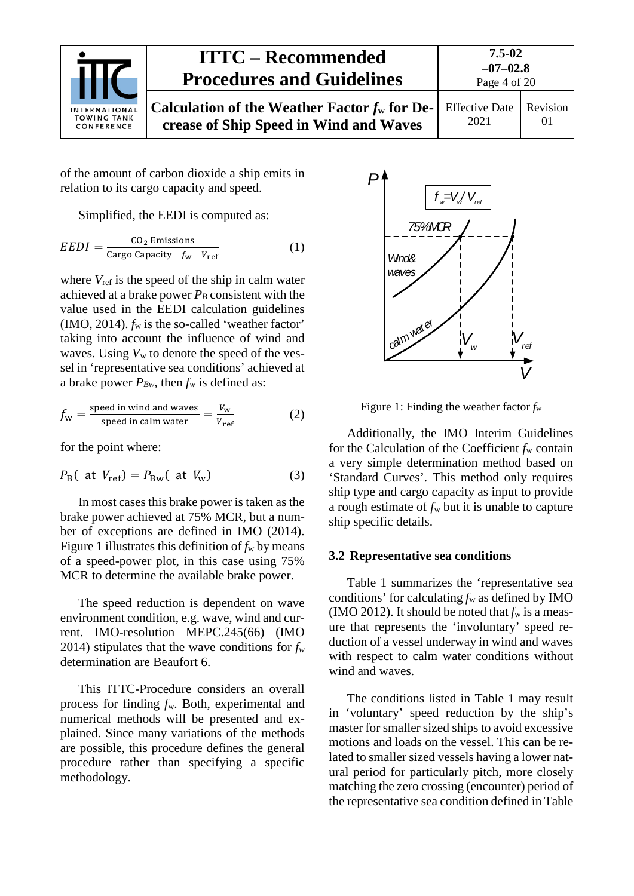of the amount of carbon dioxide a ship emits in relation to its cargo capacity and speed.

Simplified, the EEDI is computed as:

$$EEDI = \frac{\text{CO}_2\ \text{Emissions}}{\text{Cargo Capacity} \quad f_\text{w} \quad V_\text{ref}} \tag{1}$$

where $V_\text{ref}$ is the speed of the ship in calm water achieved at a brake power $P_B$ consistent with the value used in the EEDI calculation guidelines (IMO, 2014). $f_\text{w}$ is the so-called 'weather factor' taking into account the influence of wind and waves. Using $V_\text{w}$ to denote the speed of the vessel in 'representative sea conditions' achieved at a brake power $P_{Bw}$, then $f_w$ is defined as:

$$f_\text{w} = \frac{\text{speed in wind and waves}}{\text{speed in calm water}} = \frac{V_\text{w}}{V_\text{ref}} \tag{2}$$

for the point where:

$$P_\text{B}(\ \text{at}\ V_\text{ref}) = P_\text{Bw}(\ \text{at}\ V_\text{w}) \tag{3}$$

In most cases this brake power is taken as the brake power achieved at 75% MCR, but a number of exceptions are defined in IMO (2014). Figure 1 illustrates this definition of $f_\text{w}$ by means of a speed-power plot, in this case using 75% MCR to determine the available brake power.

The speed reduction is dependent on wave environment condition, e.g. wave, wind and current. IMO-resolution MEPC.245(66) (IMO 2014) stipulates that the wave conditions for $f_w$ determination are Beaufort 6.

This ITTC-Procedure considers an overall process for finding $f_\text{w}$. Both, experimental and numerical methods will be presented and explained. Since many variations of the methods are possible, this procedure defines the general procedure rather than specifying a specific methodology.

Figure 1: Finding the weather factor $f_\text{w}$

Additionally, the IMO Interim Guidelines for the Calculation of the Coefficient $f_\text{w}$ contain a very simple determination method based on 'Standard Curves'. This method only requires ship type and cargo capacity as input to provide a rough estimate of $f_\text{w}$ but it is unable to capture ship specific details.

### 3.2 Representative sea conditions

Table 1 summarizes the 'representative sea conditions' for calculating $f_\text{w}$ as defined by IMO (IMO 2012). It should be noted that $f_\text{w}$ is a measure that represents the 'involuntary' speed reduction of a vessel underway in wind and waves with respect to calm water conditions without wind and waves.

The conditions listed in Table 1 may result in 'voluntary' speed reduction by the ship's master for smaller sized ships to avoid excessive motions and loads on the vessel. This can be related to smaller sized vessels having a lower natural period for particularly pitch, more closely matching the zero crossing (encounter) period of the representative sea condition defined in Table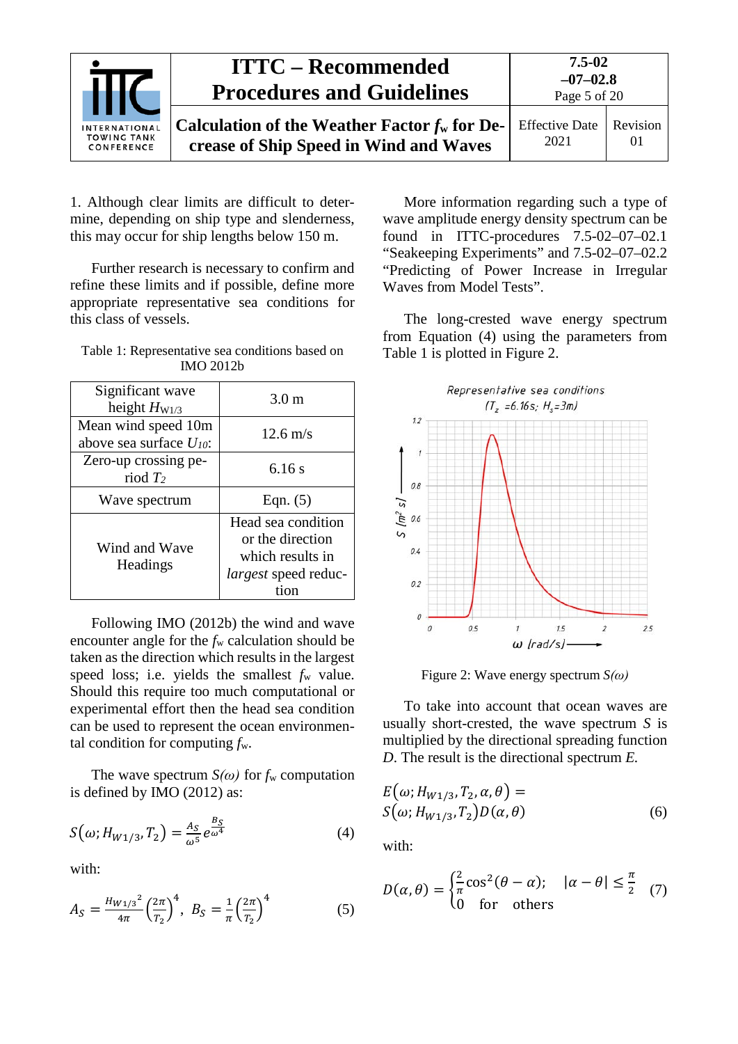1. Although clear limits are difficult to determine, depending on ship type and slenderness, this may occur for ship lengths below 150 m.

Further research is necessary to confirm and refine these limits and if possible, define more appropriate representative sea conditions for this class of vessels.

Table 1: Representative sea conditions based on IMO 2012b

| | |
|---|---|
| Significant wave height $H_{W1/3}$ | 3.0 m |
| Mean wind speed 10m above sea surface $U_{10}$: | 12.6 m/s |
| Zero-up crossing period $T_2$ | 6.16 s |
| Wave spectrum | Eqn. (5) |
| Wind and Wave Headings | Head sea condition or the direction which results in *largest* speed reduction |

Following IMO (2012b) the wind and wave encounter angle for the $f_w$ calculation should be taken as the direction which results in the largest speed loss; i.e. yields the smallest $f_w$ value. Should this require too much computational or experimental effort then the head sea condition can be used to represent the ocean environmental condition for computing $f_w$.

The wave spectrum $S(\omega)$ for $f_w$ computation is defined by IMO (2012) as:

$$S(\omega; H_{W1/3}, T_2) = \frac{A_S}{\omega^5} e^{\frac{B_S}{\omega^4}} \tag{4}$$

with:

$$A_S = \frac{{H_{W1/3}}^2}{4\pi}\left(\frac{2\pi}{T_2}\right)^4, \; B_S = \frac{1}{\pi}\left(\frac{2\pi}{T_2}\right)^4 \tag{5}$$

More information regarding such a type of wave amplitude energy density spectrum can be found in ITTC-procedures 7.5-02–07–02.1 "Seakeeping Experiments" and 7.5-02–07–02.2 "Predicting of Power Increase in Irregular Waves from Model Tests".

The long-crested wave energy spectrum from Equation (4) using the parameters from Table 1 is plotted in Figure 2.

Figure 2: Wave energy spectrum $S(\omega)$

To take into account that ocean waves are usually short-crested, the wave spectrum $S$ is multiplied by the directional spreading function $D$. The result is the directional spectrum $E$.

$$E(\omega; H_{W1/3}, T_2, \alpha, \theta) = S(\omega; H_{W1/3}, T_2) D(\alpha, \theta) \tag{6}$$

with:

$$D(\alpha,\theta) = \begin{cases} \frac{2}{\pi}\cos^2(\theta - \alpha); & |\alpha - \theta| \leq \frac{\pi}{2} \\ 0 \quad \text{for} \quad \text{others} \end{cases} \tag{7}$$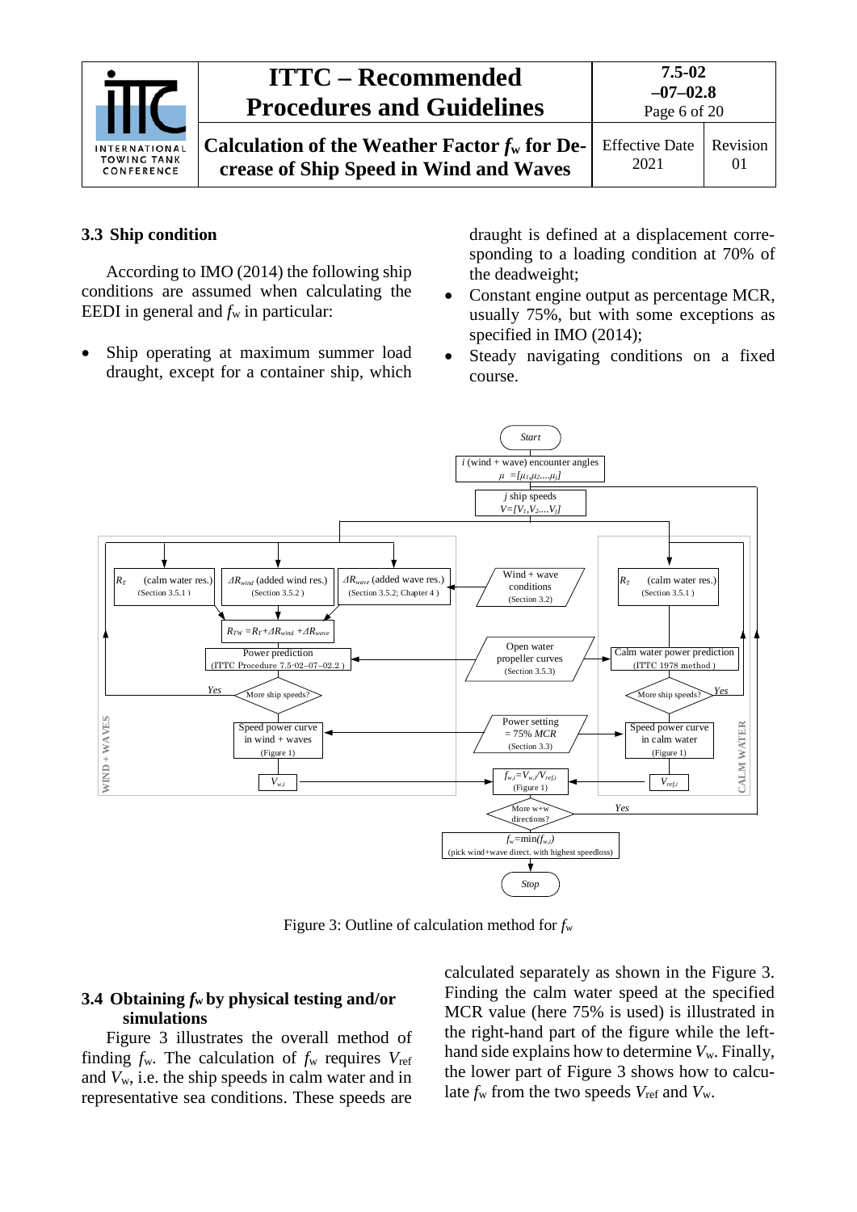## 3.3 Ship condition

According to IMO (2014) the following ship conditions are assumed when calculating the EEDI in general and $f_w$ in particular:

- Ship operating at maximum summer load draught, except for a container ship, which draught is defined at a displacement corresponding to a loading condition at 70% of the deadweight;
- Constant engine output as percentage MCR, usually 75%, but with some exceptions as specified in IMO (2014);
- Steady navigating conditions on a fixed course.

Figure 3: Outline of calculation method for $f_w$

## 3.4 Obtaining $f_w$ by physical testing and/or simulations

Figure 3 illustrates the overall method of finding $f_w$. The calculation of $f_w$ requires $V_{ref}$ and $V_w$, i.e. the ship speeds in calm water and in representative sea conditions. These speeds are calculated separately as shown in the Figure 3. Finding the calm water speed at the specified MCR value (here 75% is used) is illustrated in the right-hand part of the figure while the left-hand side explains how to determine $V_w$. Finally, the lower part of Figure 3 shows how to calculate $f_w$ from the two speeds $V_{ref}$ and $V_w$.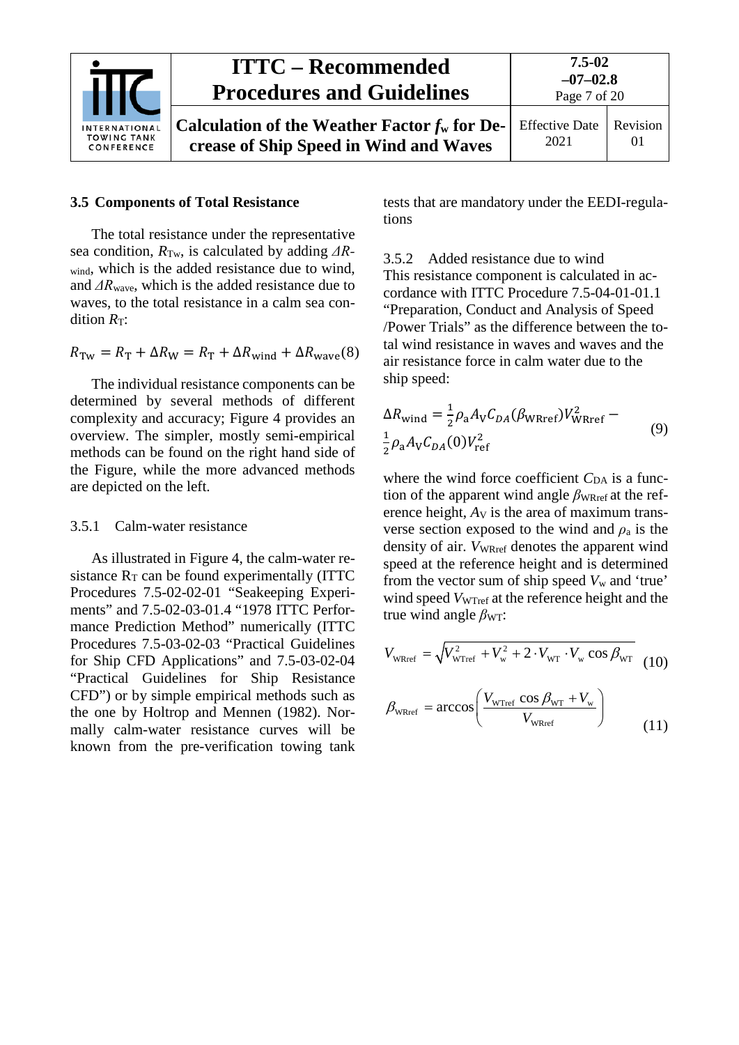### 3.5 Components of Total Resistance

The total resistance under the representative sea condition, $R_{\mathrm{Tw}}$, is calculated by adding $\Delta R_{\mathrm{wind}}$, which is the added resistance due to wind, and $\Delta R_{\mathrm{wave}}$, which is the added resistance due to waves, to the total resistance in a calm sea condition $R_{\mathrm{T}}$:

$$R_{\mathrm{Tw}} = R_{\mathrm{T}} + \Delta R_{\mathrm{W}} = R_{\mathrm{T}} + \Delta R_{\mathrm{wind}} + \Delta R_{\mathrm{wave}} \quad (8)$$

The individual resistance components can be determined by several methods of different complexity and accuracy; Figure 4 provides an overview. The simpler, mostly semi-empirical methods can be found on the right hand side of the Figure, while the more advanced methods are depicted on the left.

#### 3.5.1 Calm-water resistance

As illustrated in Figure 4, the calm-water resistance $R_{\mathrm{T}}$ can be found experimentally (ITTC Procedures 7.5-02-02-01 "Seakeeping Experiments" and 7.5-02-03-01.4 "1978 ITTC Performance Prediction Method" numerically (ITTC Procedures 7.5-03-02-03 "Practical Guidelines for Ship CFD Applications" and 7.5-03-02-04 "Practical Guidelines for Ship Resistance CFD") or by simple empirical methods such as the one by Holtrop and Mennen (1982). Normally calm-water resistance curves will be known from the pre-verification towing tank tests that are mandatory under the EEDI-regulations

#### 3.5.2 Added resistance due to wind

This resistance component is calculated in accordance with ITTC Procedure 7.5-04-01-01.1 "Preparation, Conduct and Analysis of Speed /Power Trials" as the difference between the total wind resistance in waves and waves and the air resistance force in calm water due to the ship speed:

$$\Delta R_{\mathrm{wind}} = \frac{1}{2}\rho_{\mathrm{a}} A_{\mathrm{V}} C_{DA}(\beta_{\mathrm{WRref}}) V_{\mathrm{WRref}}^2 - \frac{1}{2}\rho_{\mathrm{a}} A_{\mathrm{V}} C_{DA}(0) V_{\mathrm{ref}}^2 \quad (9)$$

where the wind force coefficient $C_{\mathrm{DA}}$ is a function of the apparent wind angle $\beta_{\mathrm{WRref}}$ at the reference height, $A_{\mathrm{V}}$ is the area of maximum transverse section exposed to the wind and $\rho_{\mathrm{a}}$ is the density of air. $V_{\mathrm{WRref}}$ denotes the apparent wind speed at the reference height and is determined from the vector sum of ship speed $V_{\mathrm{w}}$ and 'true' wind speed $V_{\mathrm{WTref}}$ at the reference height and the true wind angle $\beta_{\mathrm{WT}}$:

$$V_{\mathrm{WRref}} = \sqrt{V_{\mathrm{WTref}}^2 + V_{\mathrm{w}}^2 + 2 \cdot V_{\mathrm{WT}} \cdot V_{\mathrm{w}} \cos \beta_{\mathrm{WT}}} \quad (10)$$

$$\beta_{\mathrm{WRref}} = \arccos\left(\frac{V_{\mathrm{WTref}} \cos \beta_{\mathrm{WT}} + V_{\mathrm{w}}}{V_{\mathrm{WRref}}}\right) \quad (11)$$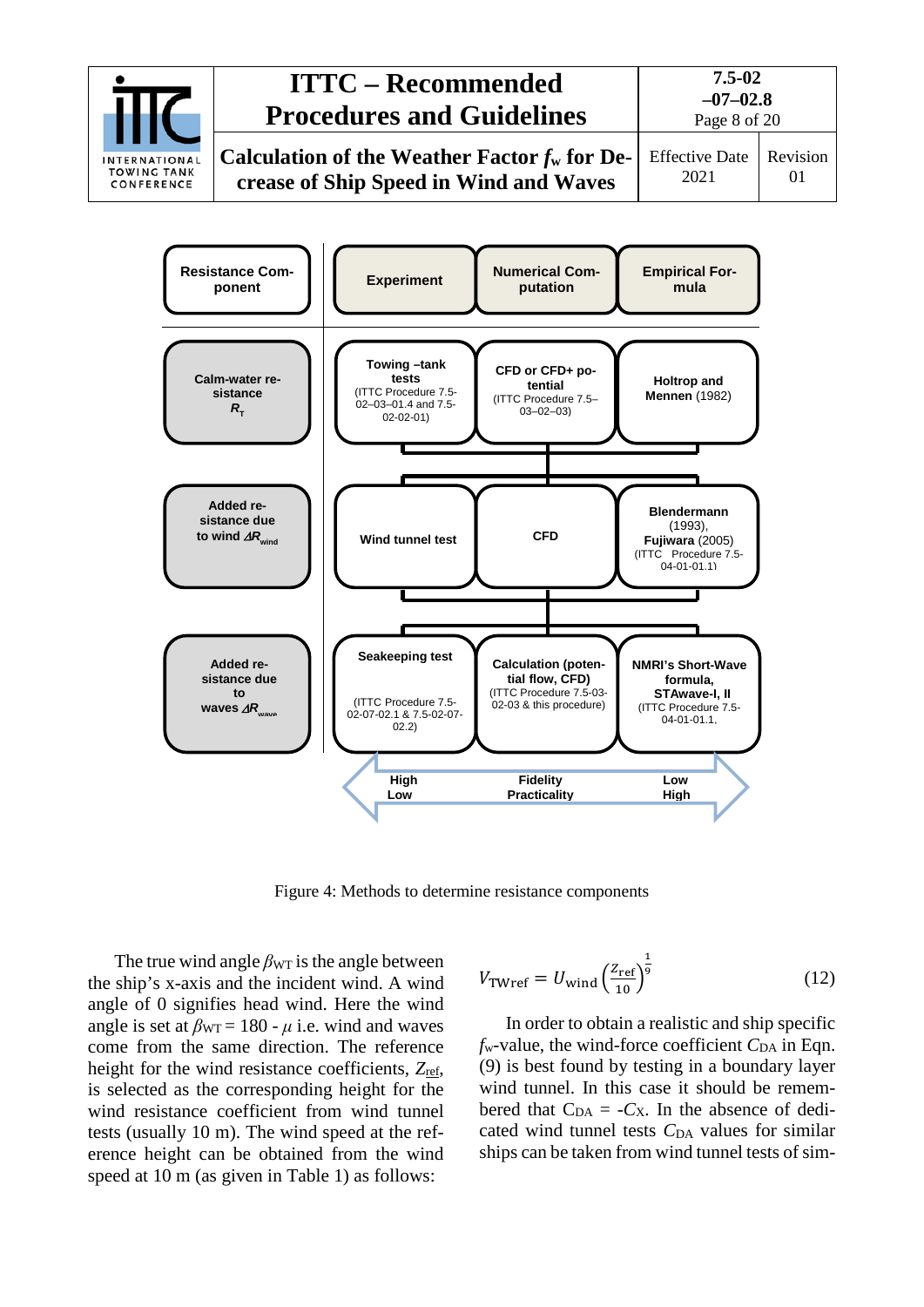| Resistance Component | Experiment | Numerical Computation | Empirical Formula |
|---|---|---|---|
| **Calm-water resistance $R_T$** | **Towing –tank tests** (ITTC Procedure 7.5-02–03–01.4 and 7.5-02-02-01) | **CFD or CFD+ potential** (ITTC Procedure 7.5–03–02–03) | **Holtrop and Mennen** (1982) |
| **Added resistance due to wind $\Delta R_{wind}$** | **Wind tunnel test** | **CFD** | **Blendermann** (1993), **Fujiwara** (2005) (ITTC Procedure 7.5-04-01-01.1) |
| **Added resistance due to waves $\Delta R_{wave}$** | **Seakeeping test** (ITTC Procedure 7.5-02-07-02.1 & 7.5-02-07-02.2) | **Calculation (potential flow, CFD)** (ITTC Procedure 7.5-03-02-03 & this procedure) | **NMRI's Short-Wave formula, STAwave-I, II** (ITTC Procedure 7.5-04-01-01.1, |
| | **High** / **Low** | **Fidelity** / **Practicality** | **Low** / **High** |

Figure 4: Methods to determine resistance components

The true wind angle $\beta_{WT}$ is the angle between the ship's x-axis and the incident wind. A wind angle of 0 signifies head wind. Here the wind angle is set at $\beta_{WT} = 180 - \mu$ i.e. wind and waves come from the same direction. The reference height for the wind resistance coefficients, $Z_{ref}$, is selected as the corresponding height for the wind resistance coefficient from wind tunnel tests (usually 10 m). The wind speed at the reference height can be obtained from the wind speed at 10 m (as given in Table 1) as follows:

$$V_{\mathrm{TWref}} = U_{\mathrm{wind}} \left( \frac{Z_{\mathrm{ref}}}{10} \right)^{\frac{1}{9}} \tag{12}$$

In order to obtain a realistic and ship specific $f_w$-value, the wind-force coefficient $C_{DA}$ in Eqn. (9) is best found by testing in a boundary layer wind tunnel. In this case it should be remembered that $C_{DA} = -C_X$. In the absence of dedicated wind tunnel tests $C_{DA}$ values for similar ships can be taken from wind tunnel tests of sim-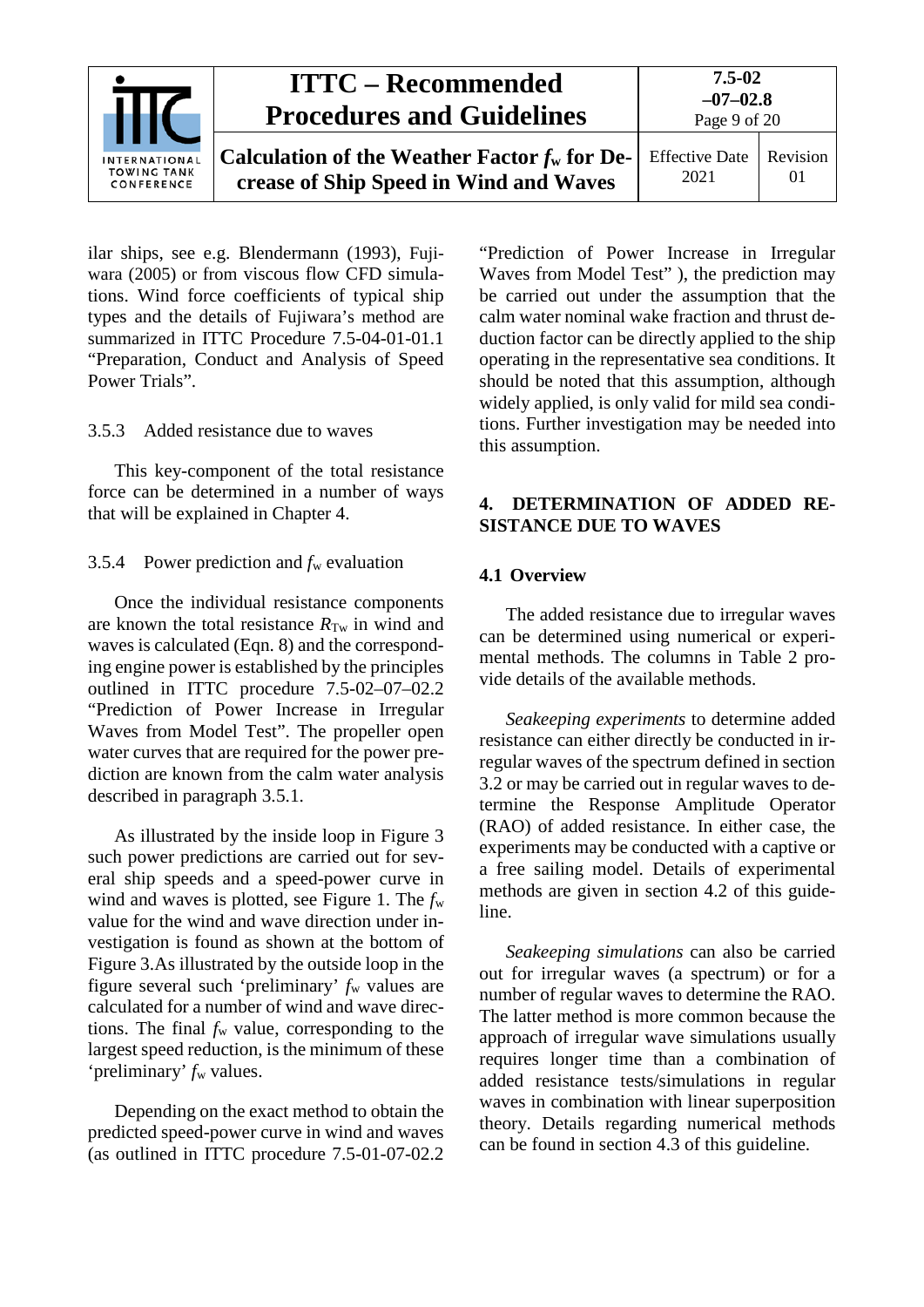ilar ships, see e.g. Blendermann (1993), Fujiwara (2005) or from viscous flow CFD simulations. Wind force coefficients of typical ship types and the details of Fujiwara's method are summarized in ITTC Procedure 7.5-04-01-01.1 "Preparation, Conduct and Analysis of Speed Power Trials".

### 3.5.3 Added resistance due to waves

This key-component of the total resistance force can be determined in a number of ways that will be explained in Chapter 4.

### 3.5.4 Power prediction and $f_w$ evaluation

Once the individual resistance components are known the total resistance $R_{Tw}$ in wind and waves is calculated (Eqn. 8) and the corresponding engine power is established by the principles outlined in ITTC procedure 7.5-02–07–02.2 "Prediction of Power Increase in Irregular Waves from Model Test". The propeller open water curves that are required for the power prediction are known from the calm water analysis described in paragraph 3.5.1.

As illustrated by the inside loop in Figure 3 such power predictions are carried out for several ship speeds and a speed-power curve in wind and waves is plotted, see Figure 1. The $f_w$ value for the wind and wave direction under investigation is found as shown at the bottom of Figure 3.As illustrated by the outside loop in the figure several such 'preliminary' $f_w$ values are calculated for a number of wind and wave directions. The final $f_w$ value, corresponding to the largest speed reduction, is the minimum of these 'preliminary' $f_w$ values.

Depending on the exact method to obtain the predicted speed-power curve in wind and waves (as outlined in ITTC procedure 7.5-01-07-02.2 "Prediction of Power Increase in Irregular Waves from Model Test" ), the prediction may be carried out under the assumption that the calm water nominal wake fraction and thrust deduction factor can be directly applied to the ship operating in the representative sea conditions. It should be noted that this assumption, although widely applied, is only valid for mild sea conditions. Further investigation may be needed into this assumption.

## 4. DETERMINATION OF ADDED RESISTANCE DUE TO WAVES

### 4.1 Overview

The added resistance due to irregular waves can be determined using numerical or experimental methods. The columns in Table 2 provide details of the available methods.

*Seakeeping experiments* to determine added resistance can either directly be conducted in irregular waves of the spectrum defined in section 3.2 or may be carried out in regular waves to determine the Response Amplitude Operator (RAO) of added resistance. In either case, the experiments may be conducted with a captive or a free sailing model. Details of experimental methods are given in section 4.2 of this guideline.

*Seakeeping simulations* can also be carried out for irregular waves (a spectrum) or for a number of regular waves to determine the RAO. The latter method is more common because the approach of irregular wave simulations usually requires longer time than a combination of added resistance tests/simulations in regular waves in combination with linear superposition theory. Details regarding numerical methods can be found in section 4.3 of this guideline.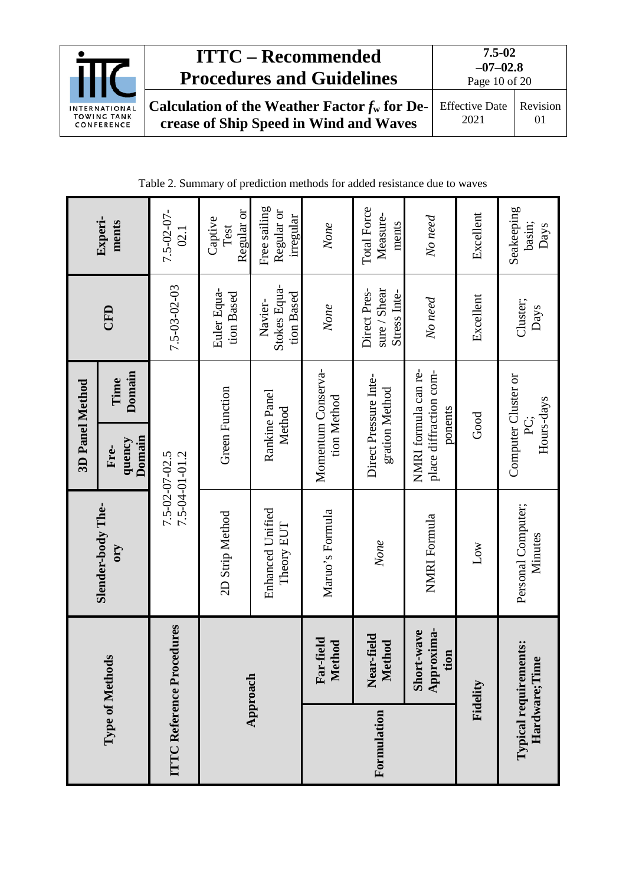Table 2. Summary of prediction methods for added resistance due to waves

| Type of Methods | | Slender-body Theory | 3D Panel Method | | CFD | Experiments |
|---|---|---|---|---|---|---|
| | | | Frequency Domain | Time Domain | | |
| ITTC Reference Procedures | | 7.5-02-07-02.5<br>7.5-04-01-01.2 | | | 7.5-03-02-03 | 7.5-02-07-02.1 |
| Approach | | 2D Strip Method | Green Function | | Euler Equation Based | Captive Test Regular or |
| | | Enhanced Unified Theory EUT | Rankine Panel Method | | Navier-Stokes Equation Based | Free sailing Regular or irregular |
| Formulation | Far-field Method | Maruo's Formula | Momentum Conservation Method | | *None* | *None* |
| | Near-field Method | *None* | Direct Pressure Integration Method | | Direct Pressure / Shear Stress Integration | Total Force Measurements |
| | Short-wave Approximation | NMRI Formula | NMRI formula can replace diffraction components | | *No need* | *No need* |
| Fidelity | | Low | Good | | Excellent | Excellent |
| Typical requirements: Hardware; Time | | Personal Computer; Minutes | Computer Cluster or PC; Hours-days | | Cluster; Days | Seakeeping basin; Days |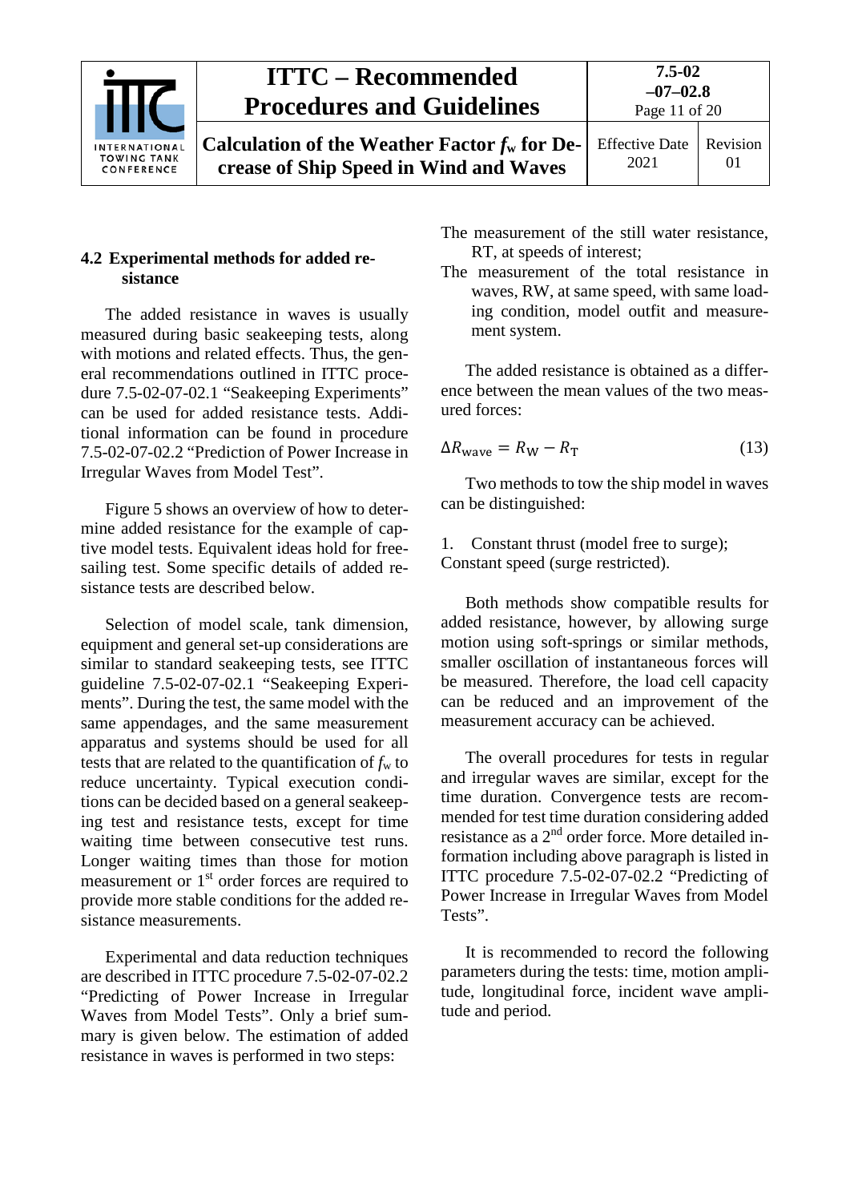## 4.2 Experimental methods for added resistance

The added resistance in waves is usually measured during basic seakeeping tests, along with motions and related effects. Thus, the general recommendations outlined in ITTC procedure 7.5-02-07-02.1 "Seakeeping Experiments" can be used for added resistance tests. Additional information can be found in procedure 7.5-02-07-02.2 "Prediction of Power Increase in Irregular Waves from Model Test".

Figure 5 shows an overview of how to determine added resistance for the example of captive model tests. Equivalent ideas hold for free-sailing test. Some specific details of added resistance tests are described below.

Selection of model scale, tank dimension, equipment and general set-up considerations are similar to standard seakeeping tests, see ITTC guideline 7.5-02-07-02.1 "Seakeeping Experiments". During the test, the same model with the same appendages, and the same measurement apparatus and systems should be used for all tests that are related to the quantification of $f_w$ to reduce uncertainty. Typical execution conditions can be decided based on a general seakeeping test and resistance tests, except for time waiting time between consecutive test runs. Longer waiting times than those for motion measurement or 1st order forces are required to provide more stable conditions for the added resistance measurements.

Experimental and data reduction techniques are described in ITTC procedure 7.5-02-07-02.2 "Predicting of Power Increase in Irregular Waves from Model Tests". Only a brief summary is given below. The estimation of added resistance in waves is performed in two steps:

The measurement of the still water resistance, RT, at speeds of interest;
The measurement of the total resistance in waves, RW, at same speed, with same loading condition, model outfit and measurement system.

The added resistance is obtained as a difference between the mean values of the two measured forces:

$$\Delta R_{\text{wave}} = R_{\text{W}} - R_{\text{T}} \tag{13}$$

Two methods to tow the ship model in waves can be distinguished:

1. Constant thrust (model free to surge);
Constant speed (surge restricted).

Both methods show compatible results for added resistance, however, by allowing surge motion using soft-springs or similar methods, smaller oscillation of instantaneous forces will be measured. Therefore, the load cell capacity can be reduced and an improvement of the measurement accuracy can be achieved.

The overall procedures for tests in regular and irregular waves are similar, except for the time duration. Convergence tests are recommended for test time duration considering added resistance as a 2nd order force. More detailed information including above paragraph is listed in ITTC procedure 7.5-02-07-02.2 "Predicting of Power Increase in Irregular Waves from Model Tests".

It is recommended to record the following parameters during the tests: time, motion amplitude, longitudinal force, incident wave amplitude and period.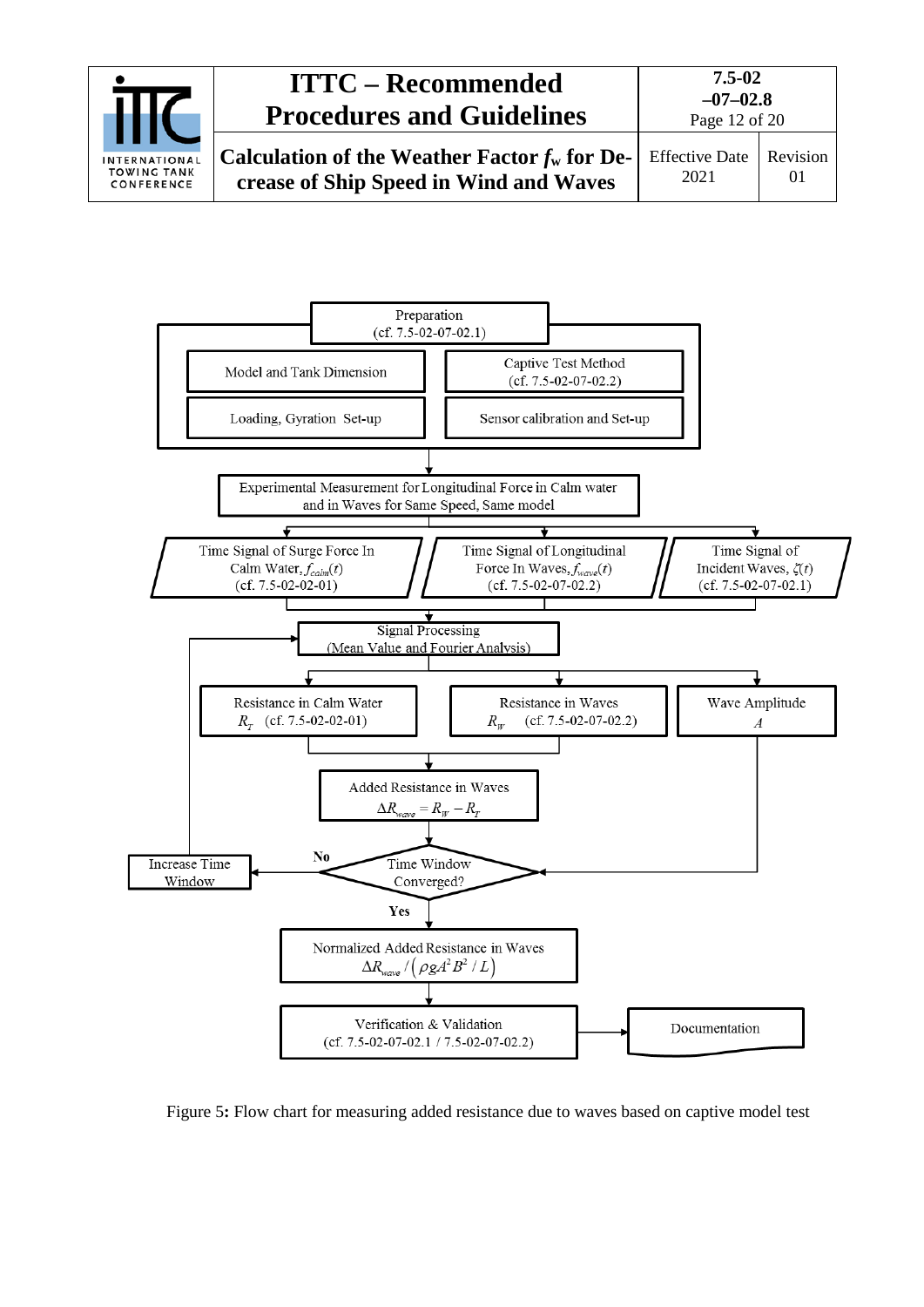Preparation
(cf. 7.5-02-07-02.1)

Model and Tank Dimension

Captive Test Method
(cf. 7.5-02-07-02.2)

Loading, Gyration Set-up

Sensor calibration and Set-up

Experimental Measurement for Longitudinal Force in Calm water and in Waves for Same Speed, Same model

Time Signal of Surge Force In Calm Water, $f_{calm}(t)$
(cf. 7.5-02-02-01)

Time Signal of Longitudinal Force In Waves, $f_{wave}(t)$
(cf. 7.5-02-07-02.2)

Time Signal of Incident Waves, $\zeta(t)$
(cf. 7.5-02-07-02.1)

Signal Processing
(Mean Value and Fourier Analysis)

Resistance in Calm Water
$R_T$ (cf. 7.5-02-02-01)

Resistance in Waves
$R_W$ (cf. 7.5-02-07-02.2)

Wave Amplitude
$A$

Added Resistance in Waves
$\Delta R_{wave} = R_W - R_T$

Time Window Converged?

No → Increase Time Window

Yes

Normalized Added Resistance in Waves
$\Delta R_{wave} / \left( \rho g A^2 B^2 / L \right)$

Verification & Validation
(cf. 7.5-02-07-02.1 / 7.5-02-07-02.2)

Documentation

Figure 5**:** Flow chart for measuring added resistance due to waves based on captive model test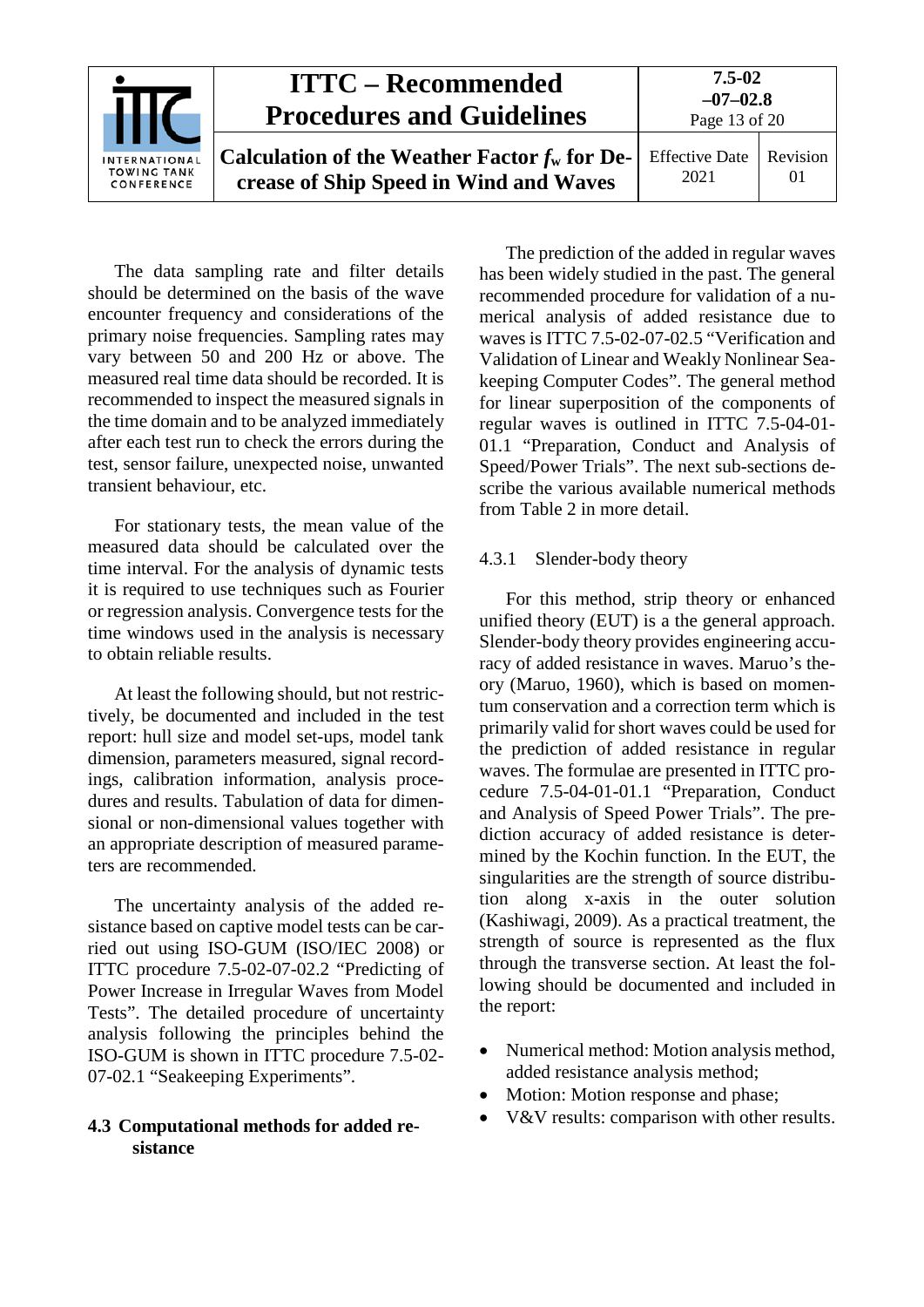The data sampling rate and filter details should be determined on the basis of the wave encounter frequency and considerations of the primary noise frequencies. Sampling rates may vary between 50 and 200 Hz or above. The measured real time data should be recorded. It is recommended to inspect the measured signals in the time domain and to be analyzed immediately after each test run to check the errors during the test, sensor failure, unexpected noise, unwanted transient behaviour, etc.

For stationary tests, the mean value of the measured data should be calculated over the time interval. For the analysis of dynamic tests it is required to use techniques such as Fourier or regression analysis. Convergence tests for the time windows used in the analysis is necessary to obtain reliable results.

At least the following should, but not restrictively, be documented and included in the test report: hull size and model set-ups, model tank dimension, parameters measured, signal recordings, calibration information, analysis procedures and results. Tabulation of data for dimensional or non-dimensional values together with an appropriate description of measured parameters are recommended.

The uncertainty analysis of the added resistance based on captive model tests can be carried out using ISO-GUM (ISO/IEC 2008) or ITTC procedure 7.5-02-07-02.2 "Predicting of Power Increase in Irregular Waves from Model Tests". The detailed procedure of uncertainty analysis following the principles behind the ISO-GUM is shown in ITTC procedure 7.5-02-07-02.1 "Seakeeping Experiments".

## 4.3 Computational methods for added resistance

The prediction of the added in regular waves has been widely studied in the past. The general recommended procedure for validation of a numerical analysis of added resistance due to waves is ITTC 7.5-02-07-02.5 "Verification and Validation of Linear and Weakly Nonlinear Seakeeping Computer Codes". The general method for linear superposition of the components of regular waves is outlined in ITTC 7.5-04-01-01.1 "Preparation, Conduct and Analysis of Speed/Power Trials". The next sub-sections describe the various available numerical methods from Table 2 in more detail.

### 4.3.1 Slender-body theory

For this method, strip theory or enhanced unified theory (EUT) is a the general approach. Slender-body theory provides engineering accuracy of added resistance in waves. Maruo's theory (Maruo, 1960), which is based on momentum conservation and a correction term which is primarily valid for short waves could be used for the prediction of added resistance in regular waves. The formulae are presented in ITTC procedure 7.5-04-01-01.1 "Preparation, Conduct and Analysis of Speed Power Trials". The prediction accuracy of added resistance is determined by the Kochin function. In the EUT, the singularities are the strength of source distribution along x-axis in the outer solution (Kashiwagi, 2009). As a practical treatment, the strength of source is represented as the flux through the transverse section. At least the following should be documented and included in the report:

- Numerical method: Motion analysis method, added resistance analysis method;
- Motion: Motion response and phase;
- V&V results: comparison with other results.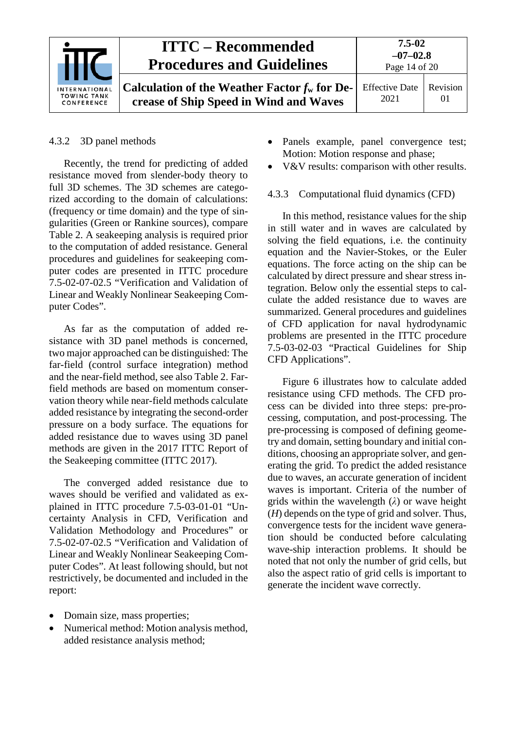#### 4.3.2 3D panel methods

Recently, the trend for predicting of added resistance moved from slender-body theory to full 3D schemes. The 3D schemes are categorized according to the domain of calculations: (frequency or time domain) and the type of singularities (Green or Rankine sources), compare Table 2. A seakeeping analysis is required prior to the computation of added resistance. General procedures and guidelines for seakeeping computer codes are presented in ITTC procedure 7.5-02-07-02.5 "Verification and Validation of Linear and Weakly Nonlinear Seakeeping Computer Codes".

As far as the computation of added resistance with 3D panel methods is concerned, two major approached can be distinguished: The far-field (control surface integration) method and the near-field method, see also Table 2. Far-field methods are based on momentum conservation theory while near-field methods calculate added resistance by integrating the second-order pressure on a body surface. The equations for added resistance due to waves using 3D panel methods are given in the 2017 ITTC Report of the Seakeeping committee (ITTC 2017).

The converged added resistance due to waves should be verified and validated as explained in ITTC procedure 7.5-03-01-01 "Uncertainty Analysis in CFD, Verification and Validation Methodology and Procedures" or 7.5-02-07-02.5 "Verification and Validation of Linear and Weakly Nonlinear Seakeeping Computer Codes". At least following should, but not restrictively, be documented and included in the report:

- Domain size, mass properties;
- Numerical method: Motion analysis method, added resistance analysis method;
- Panels example, panel convergence test; Motion: Motion response and phase;
- V&V results: comparison with other results.

#### 4.3.3 Computational fluid dynamics (CFD)

In this method, resistance values for the ship in still water and in waves are calculated by solving the field equations, i.e. the continuity equation and the Navier-Stokes, or the Euler equations. The force acting on the ship can be calculated by direct pressure and shear stress integration. Below only the essential steps to calculate the added resistance due to waves are summarized. General procedures and guidelines of CFD application for naval hydrodynamic problems are presented in the ITTC procedure 7.5-03-02-03 "Practical Guidelines for Ship CFD Applications".

Figure 6 illustrates how to calculate added resistance using CFD methods. The CFD process can be divided into three steps: pre-processing, computation, and post-processing. The pre-processing is composed of defining geometry and domain, setting boundary and initial conditions, choosing an appropriate solver, and generating the grid. To predict the added resistance due to waves, an accurate generation of incident waves is important. Criteria of the number of grids within the wavelength ($\lambda$) or wave height ($H$) depends on the type of grid and solver. Thus, convergence tests for the incident wave generation should be conducted before calculating wave-ship interaction problems. It should be noted that not only the number of grid cells, but also the aspect ratio of grid cells is important to generate the incident wave correctly.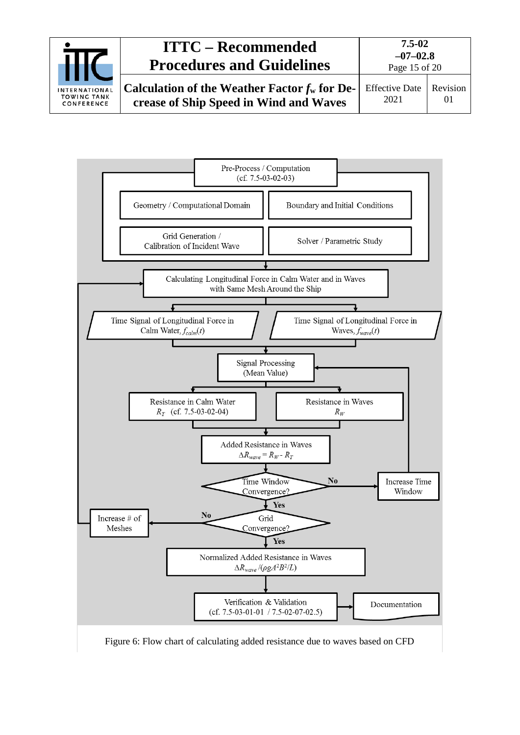Pre-Process / Computation
(cf. 7.5-03-02-03)

Geometry / Computational Domain

Boundary and Initial Conditions

Grid Generation / Calibration of Incident Wave

Solver / Parametric Study

Calculating Longitudinal Force in Calm Water and in Waves with Same Mesh Around the Ship

Time Signal of Longitudinal Force in Calm Water, $f_{calm}(t)$

Time Signal of Longitudinal Force in Waves, $f_{wave}(t)$

Signal Processing (Mean Value)

Resistance in Calm Water $R_T$ (cf. 7.5-03-02-04)

Resistance in Waves $R_W$

Added Resistance in Waves $\Delta R_{wave} = R_W - R_T$

Time Window Convergence? — No → Increase Time Window; Yes ↓

Grid Convergence? — No → Increase # of Meshes; Yes ↓

Normalized Added Resistance in Waves $\Delta R_{wave}/(\rho g A^2 B^2/L)$

Verification & Validation (cf. 7.5-03-01-01 / 7.5-02-07-02.5)

Documentation

Figure 6: Flow chart of calculating added resistance due to waves based on CFD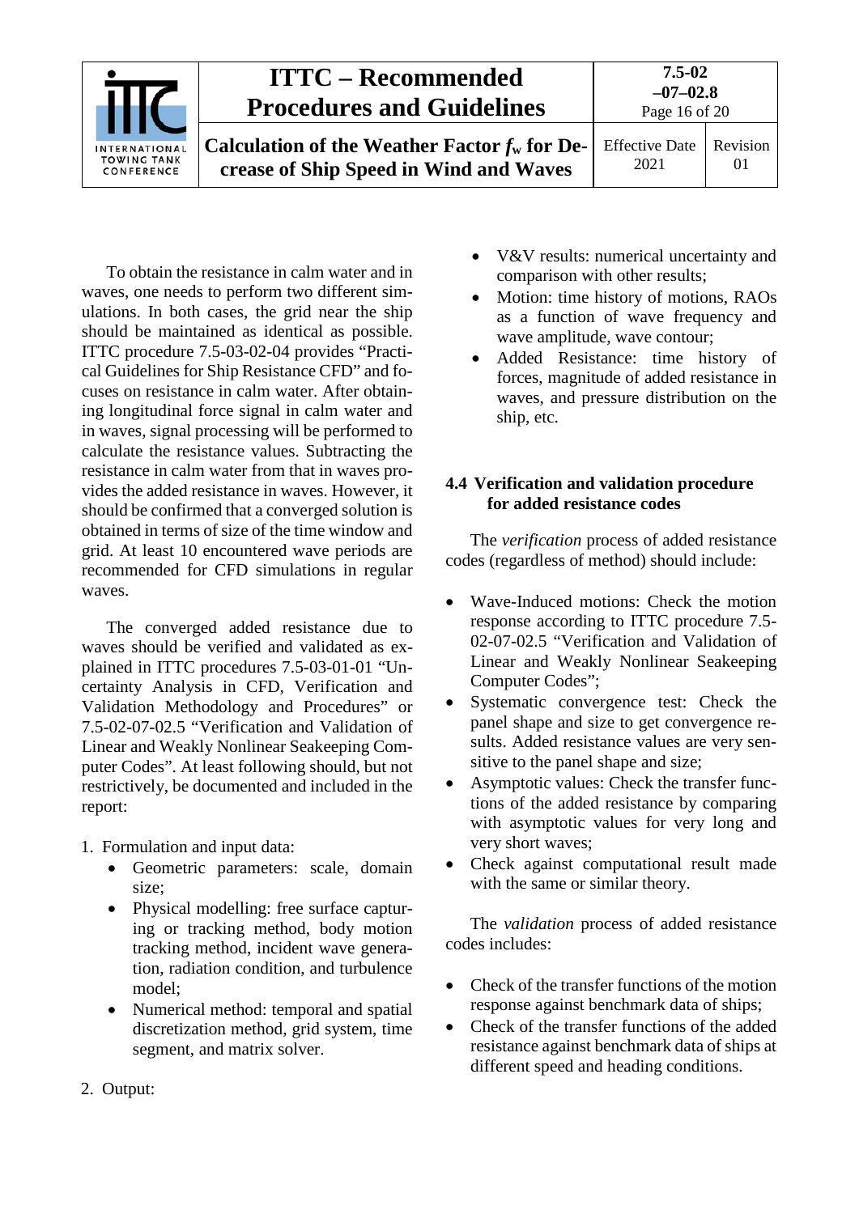To obtain the resistance in calm water and in waves, one needs to perform two different simulations. In both cases, the grid near the ship should be maintained as identical as possible. ITTC procedure 7.5-03-02-04 provides "Practical Guidelines for Ship Resistance CFD" and focuses on resistance in calm water. After obtaining longitudinal force signal in calm water and in waves, signal processing will be performed to calculate the resistance values. Subtracting the resistance in calm water from that in waves provides the added resistance in waves. However, it should be confirmed that a converged solution is obtained in terms of size of the time window and grid. At least 10 encountered wave periods are recommended for CFD simulations in regular waves.

The converged added resistance due to waves should be verified and validated as explained in ITTC procedures 7.5-03-01-01 "Uncertainty Analysis in CFD, Verification and Validation Methodology and Procedures" or 7.5-02-07-02.5 "Verification and Validation of Linear and Weakly Nonlinear Seakeeping Computer Codes". At least following should, but not restrictively, be documented and included in the report:

1. Formulation and input data:
    - Geometric parameters: scale, domain size;
    - Physical modelling: free surface capturing or tracking method, body motion tracking method, incident wave generation, radiation condition, and turbulence model;
    - Numerical method: temporal and spatial discretization method, grid system, time segment, and matrix solver.
2. Output:
    - V&V results: numerical uncertainty and comparison with other results;
    - Motion: time history of motions, RAOs as a function of wave frequency and wave amplitude, wave contour;
    - Added Resistance: time history of forces, magnitude of added resistance in waves, and pressure distribution on the ship, etc.

### 4.4 Verification and validation procedure for added resistance codes

The *verification* process of added resistance codes (regardless of method) should include:

- Wave-Induced motions: Check the motion response according to ITTC procedure 7.5-02-07-02.5 "Verification and Validation of Linear and Weakly Nonlinear Seakeeping Computer Codes";
- Systematic convergence test: Check the panel shape and size to get convergence results. Added resistance values are very sensitive to the panel shape and size;
- Asymptotic values: Check the transfer functions of the added resistance by comparing with asymptotic values for very long and very short waves;
- Check against computational result made with the same or similar theory.

The *validation* process of added resistance codes includes:

- Check of the transfer functions of the motion response against benchmark data of ships;
- Check of the transfer functions of the added resistance against benchmark data of ships at different speed and heading conditions.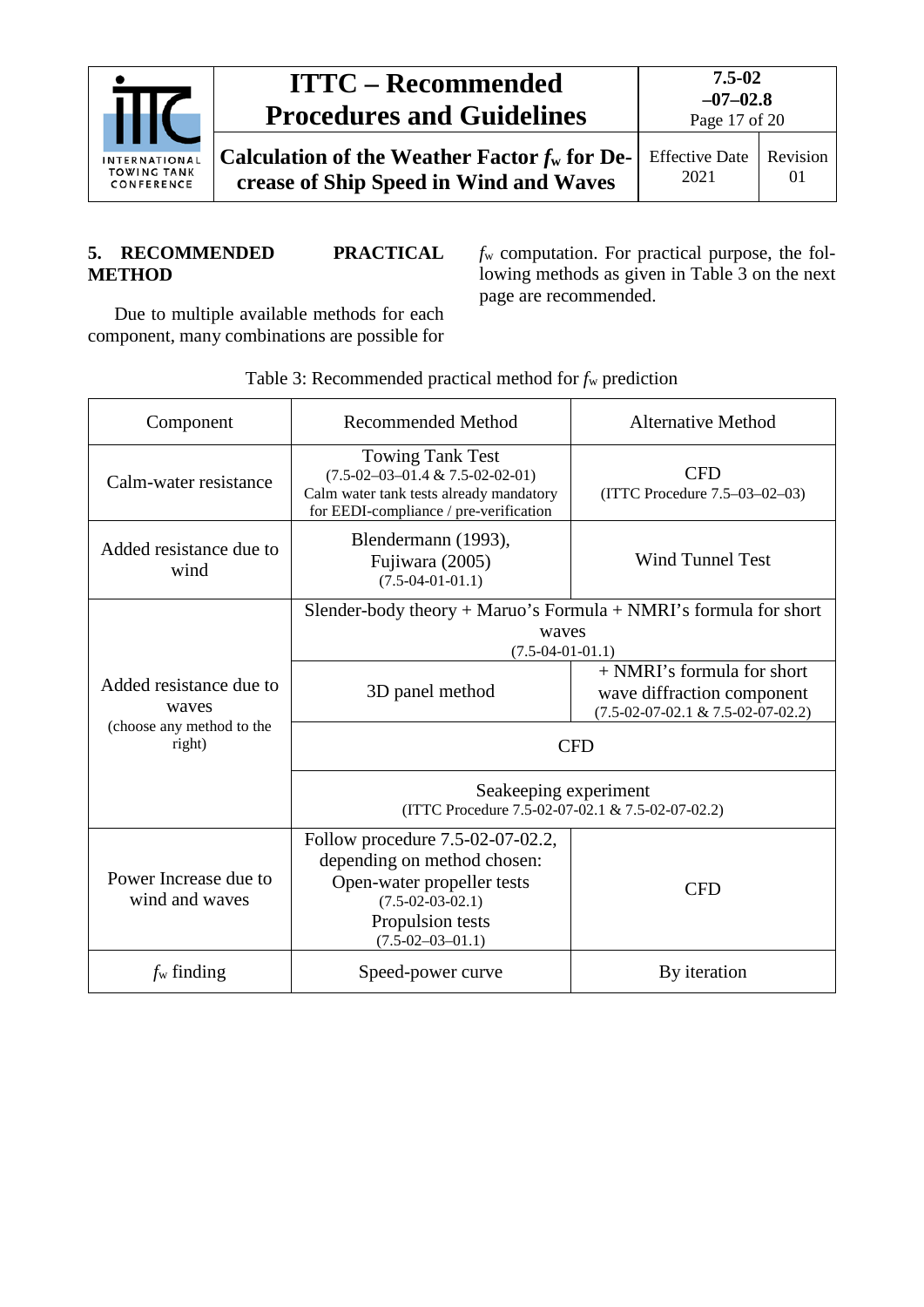## 5. RECOMMENDED PRACTICAL METHOD

Due to multiple available methods for each component, many combinations are possible for $f_w$ computation. For practical purpose, the following methods as given in Table 3 on the next page are recommended.

Table 3: Recommended practical method for $f_w$ prediction

| Component | Recommended Method | Alternative Method |
|---|---|---|
| Calm-water resistance | Towing Tank Test (7.5-02–03–01.4 & 7.5-02-02-01) Calm water tank tests already mandatory for EEDI-compliance / pre-verification | CFD (ITTC Procedure 7.5–03–02–03) |
| Added resistance due to wind | Blendermann (1993), Fujiwara (2005) (7.5-04-01-01.1) | Wind Tunnel Test |
| Added resistance due to waves (choose any method to the right) | Slender-body theory + Maruo's Formula + NMRI's formula for short waves (7.5-04-01-01.1) | |
| | 3D panel method | + NMRI's formula for short wave diffraction component (7.5-02-07-02.1 & 7.5-02-07-02.2) |
| | CFD | |
| | Seakeeping experiment (ITTC Procedure 7.5-02-07-02.1 & 7.5-02-07-02.2) | |
| Power Increase due to wind and waves | Follow procedure 7.5-02-07-02.2, depending on method chosen: Open-water propeller tests (7.5-02-03-02.1) Propulsion tests (7.5-02–03–01.1) | CFD |
| $f_w$ finding | Speed-power curve | By iteration |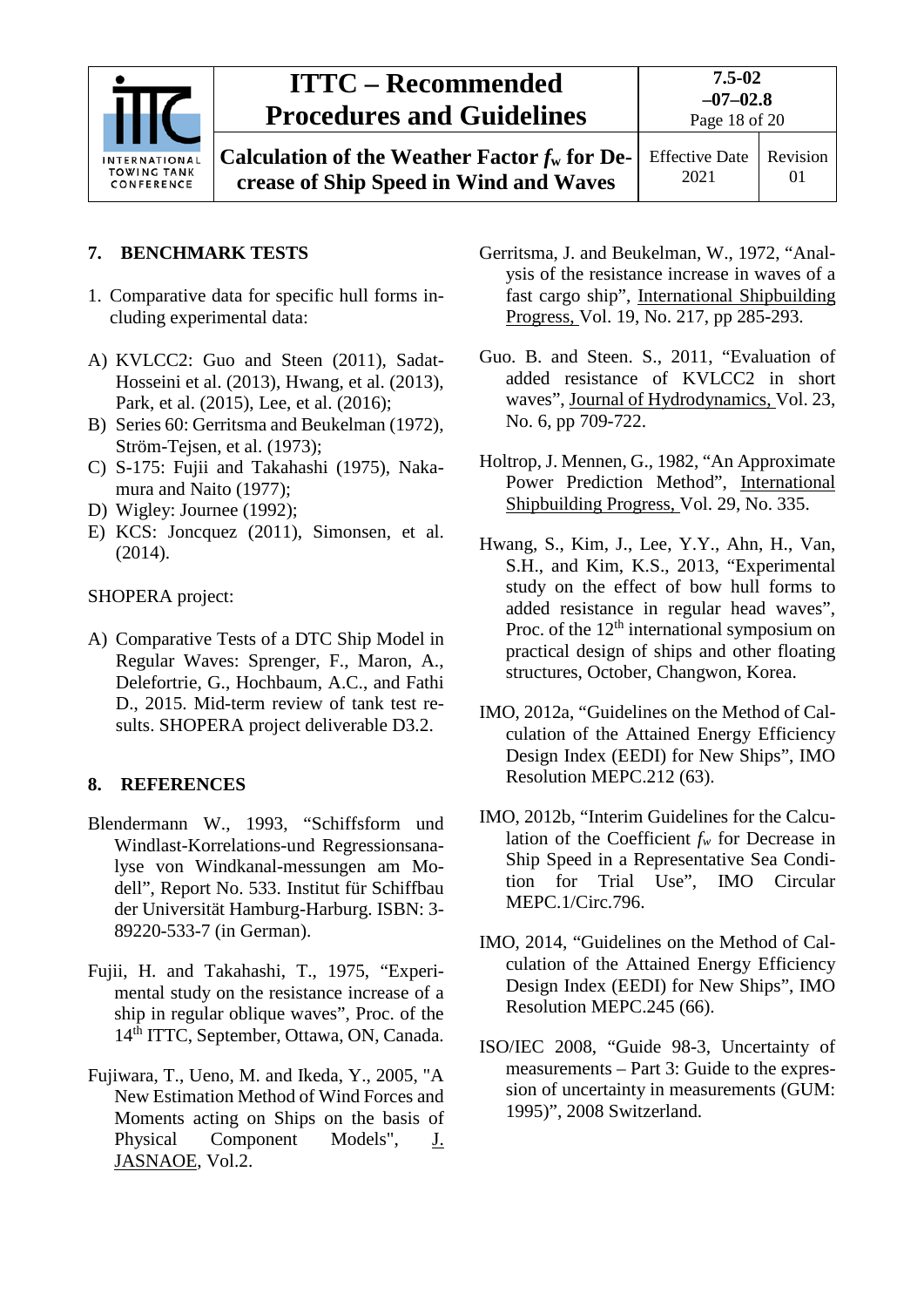## 7. BENCHMARK TESTS

1. Comparative data for specific hull forms including experimental data:

A) KVLCC2: Guo and Steen (2011), Sadat-Hosseini et al. (2013), Hwang, et al. (2013), Park, et al. (2015), Lee, et al. (2016);
B) Series 60: Gerritsma and Beukelman (1972), Ström-Tejsen, et al. (1973);
C) S-175: Fujii and Takahashi (1975), Nakamura and Naito (1977);
D) Wigley: Journee (1992);
E) KCS: Joncquez (2011), Simonsen, et al. (2014).

SHOPERA project:

A) Comparative Tests of a DTC Ship Model in Regular Waves: Sprenger, F., Maron, A., Delefortrie, G., Hochbaum, A.C., and Fathi D., 2015. Mid-term review of tank test results. SHOPERA project deliverable D3.2.

## 8. REFERENCES

Blendermann W., 1993, "Schiffsform und Windlast-Korrelations-und Regressionsanalyse von Windkanal-messungen am Modell", Report No. 533. Institut für Schiffbau der Universität Hamburg-Harburg. ISBN: 3-89220-533-7 (in German).

Fujii, H. and Takahashi, T., 1975, "Experimental study on the resistance increase of a ship in regular oblique waves", Proc. of the 14th ITTC, September, Ottawa, ON, Canada.

Fujiwara, T., Ueno, M. and Ikeda, Y., 2005, "A New Estimation Method of Wind Forces and Moments acting on Ships on the basis of Physical Component Models", J. JASNAOE, Vol.2.

Gerritsma, J. and Beukelman, W., 1972, "Analysis of the resistance increase in waves of a fast cargo ship", International Shipbuilding Progress, Vol. 19, No. 217, pp 285-293.

Guo. B. and Steen. S., 2011, "Evaluation of added resistance of KVLCC2 in short waves", Journal of Hydrodynamics, Vol. 23, No. 6, pp 709-722.

Holtrop, J. Mennen, G., 1982, "An Approximate Power Prediction Method", International Shipbuilding Progress, Vol. 29, No. 335.

Hwang, S., Kim, J., Lee, Y.Y., Ahn, H., Van, S.H., and Kim, K.S., 2013, "Experimental study on the effect of bow hull forms to added resistance in regular head waves", Proc. of the 12th international symposium on practical design of ships and other floating structures, October, Changwon, Korea.

IMO, 2012a, "Guidelines on the Method of Calculation of the Attained Energy Efficiency Design Index (EEDI) for New Ships", IMO Resolution MEPC.212 (63).

IMO, 2012b, "Interim Guidelines for the Calculation of the Coefficient $f_w$ for Decrease in Ship Speed in a Representative Sea Condition for Trial Use", IMO Circular MEPC.1/Circ.796.

IMO, 2014, "Guidelines on the Method of Calculation of the Attained Energy Efficiency Design Index (EEDI) for New Ships", IMO Resolution MEPC.245 (66).

ISO/IEC 2008, "Guide 98-3, Uncertainty of measurements – Part 3: Guide to the expression of uncertainty in measurements (GUM: 1995)", 2008 Switzerland.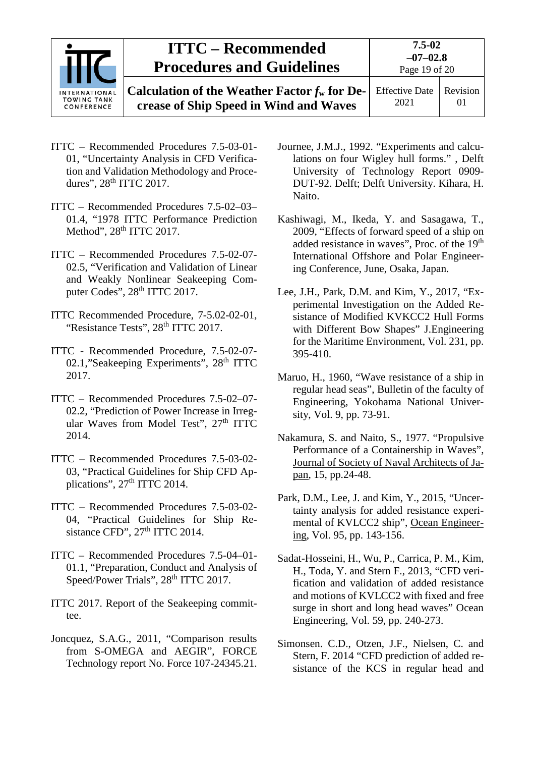ITTC – Recommended Procedures 7.5-03-01-01, "Uncertainty Analysis in CFD Verification and Validation Methodology and Procedures", 28th ITTC 2017.

ITTC – Recommended Procedures 7.5-02–03–01.4, "1978 ITTC Performance Prediction Method", 28th ITTC 2017.

ITTC – Recommended Procedures 7.5-02-07-02.5, "Verification and Validation of Linear and Weakly Nonlinear Seakeeping Computer Codes", 28th ITTC 2017.

ITTC Recommended Procedure, 7-5.02-02-01, "Resistance Tests", 28th ITTC 2017.

ITTC - Recommended Procedure, 7.5-02-07-02.1,"Seakeeping Experiments", 28th ITTC 2017.

ITTC – Recommended Procedures 7.5-02–07-02.2, "Prediction of Power Increase in Irregular Waves from Model Test", 27th ITTC 2014.

ITTC – Recommended Procedures 7.5-03-02-03, "Practical Guidelines for Ship CFD Applications", 27th ITTC 2014.

ITTC – Recommended Procedures 7.5-03-02-04, "Practical Guidelines for Ship Resistance CFD", 27th ITTC 2014.

ITTC – Recommended Procedures 7.5-04–01-01.1, "Preparation, Conduct and Analysis of Speed/Power Trials", 28th ITTC 2017.

ITTC 2017. Report of the Seakeeping committee.

Joncquez, S.A.G., 2011, "Comparison results from S-OMEGA and AEGIR", FORCE Technology report No. Force 107-24345.21.

Journee, J.M.J., 1992. "Experiments and calculations on four Wigley hull forms." , Delft University of Technology Report 0909-DUT-92. Delft; Delft University. Kihara, H. Naito.

Kashiwagi, M., Ikeda, Y. and Sasagawa, T., 2009, "Effects of forward speed of a ship on added resistance in waves", Proc. of the 19th International Offshore and Polar Engineering Conference, June, Osaka, Japan.

Lee, J.H., Park, D.M. and Kim, Y., 2017, "Experimental Investigation on the Added Resistance of Modified KVKCC2 Hull Forms with Different Bow Shapes" J.Engineering for the Maritime Environment, Vol. 231, pp. 395-410.

Maruo, H., 1960, "Wave resistance of a ship in regular head seas", Bulletin of the faculty of Engineering, Yokohama National University, Vol. 9, pp. 73-91.

Nakamura, S. and Naito, S., 1977. "Propulsive Performance of a Containership in Waves", Journal of Society of Naval Architects of Japan, 15, pp.24-48.

Park, D.M., Lee, J. and Kim, Y., 2015, "Uncertainty analysis for added resistance experimental of KVLCC2 ship", Ocean Engineering, Vol. 95, pp. 143-156.

Sadat-Hosseini, H., Wu, P., Carrica, P. M., Kim, H., Toda, Y. and Stern F., 2013, "CFD verification and validation of added resistance and motions of KVLCC2 with fixed and free surge in short and long head waves" Ocean Engineering, Vol. 59, pp. 240-273.

Simonsen. C.D., Otzen, J.F., Nielsen, C. and Stern, F. 2014 "CFD prediction of added resistance of the KCS in regular head and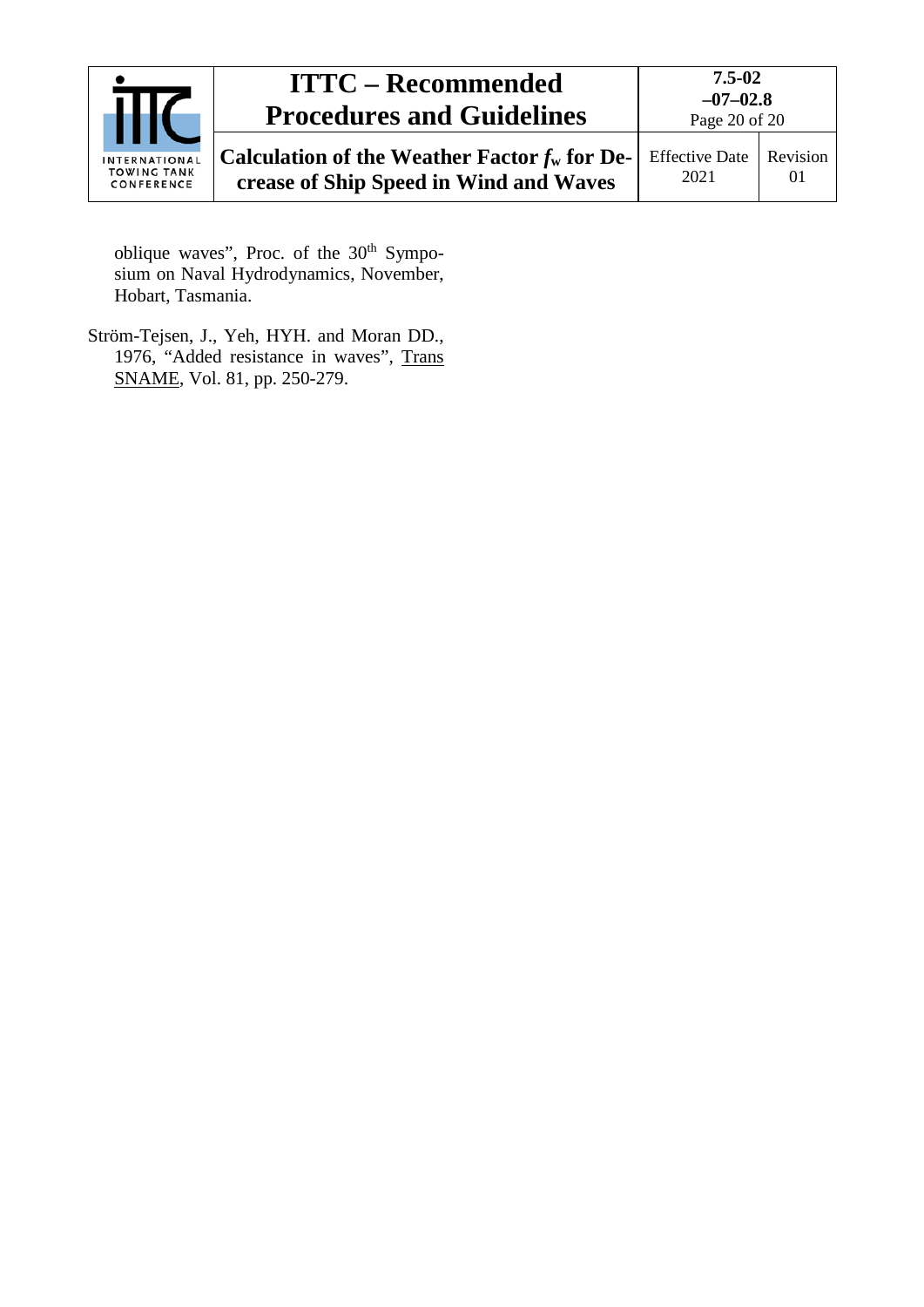oblique waves", Proc. of the 30th Symposium on Naval Hydrodynamics, November, Hobart, Tasmania.

Ström-Tejsen, J., Yeh, HYH. and Moran DD., 1976, "Added resistance in waves", Trans SNAME, Vol. 81, pp. 250-279.